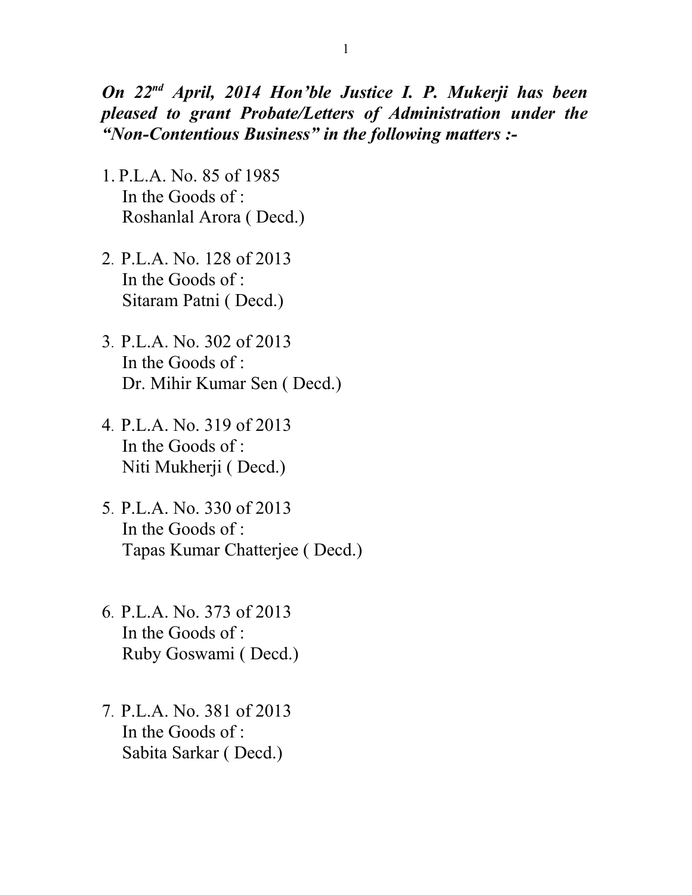***On 22nd April, 2014 Hon'ble Justice I. P. Mukerji has been pleased to grant Probate/Letters of Administration under the "Non-Contentious Business" in the following matters :-***

1. P.L.A. No. 85 of 1985
   In the Goods of :
   Roshanlal Arora ( Decd.)

2. P.L.A. No. 128 of 2013
   In the Goods of :
   Sitaram Patni ( Decd.)

3. P.L.A. No. 302 of 2013
   In the Goods of :
   Dr. Mihir Kumar Sen ( Decd.)

4. P.L.A. No. 319 of 2013
   In the Goods of :
   Niti Mukherji ( Decd.)

5. P.L.A. No. 330 of 2013
   In the Goods of :
   Tapas Kumar Chatterjee ( Decd.)

6. P.L.A. No. 373 of 2013
   In the Goods of :
   Ruby Goswami ( Decd.)

7. P.L.A. No. 381 of 2013
   In the Goods of :
   Sabita Sarkar ( Decd.)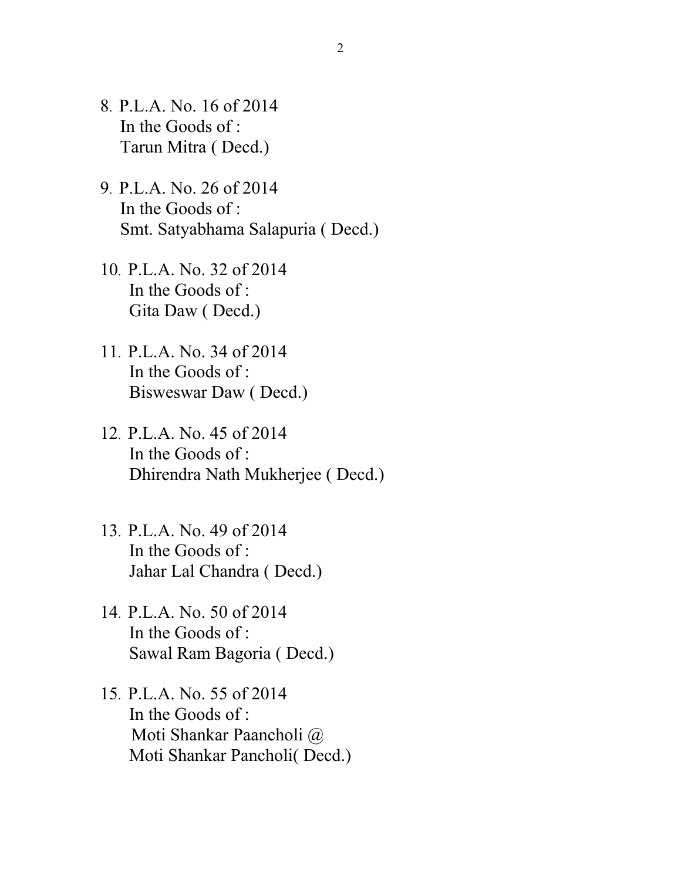8. P.L.A. No. 16 of 2014
   In the Goods of :
   Tarun Mitra ( Decd.)

9. P.L.A. No. 26 of 2014
   In the Goods of :
   Smt. Satyabhama Salapuria ( Decd.)

10. P.L.A. No. 32 of 2014
    In the Goods of :
    Gita Daw ( Decd.)

11. P.L.A. No. 34 of 2014
    In the Goods of :
    Bisweswar Daw ( Decd.)

12. P.L.A. No. 45 of 2014
    In the Goods of :
    Dhirendra Nath Mukherjee ( Decd.)

13. P.L.A. No. 49 of 2014
    In the Goods of :
    Jahar Lal Chandra ( Decd.)

14. P.L.A. No. 50 of 2014
    In the Goods of :
    Sawal Ram Bagoria ( Decd.)

15. P.L.A. No. 55 of 2014
    In the Goods of :
    Moti Shankar Paancholi @
    Moti Shankar Pancholi( Decd.)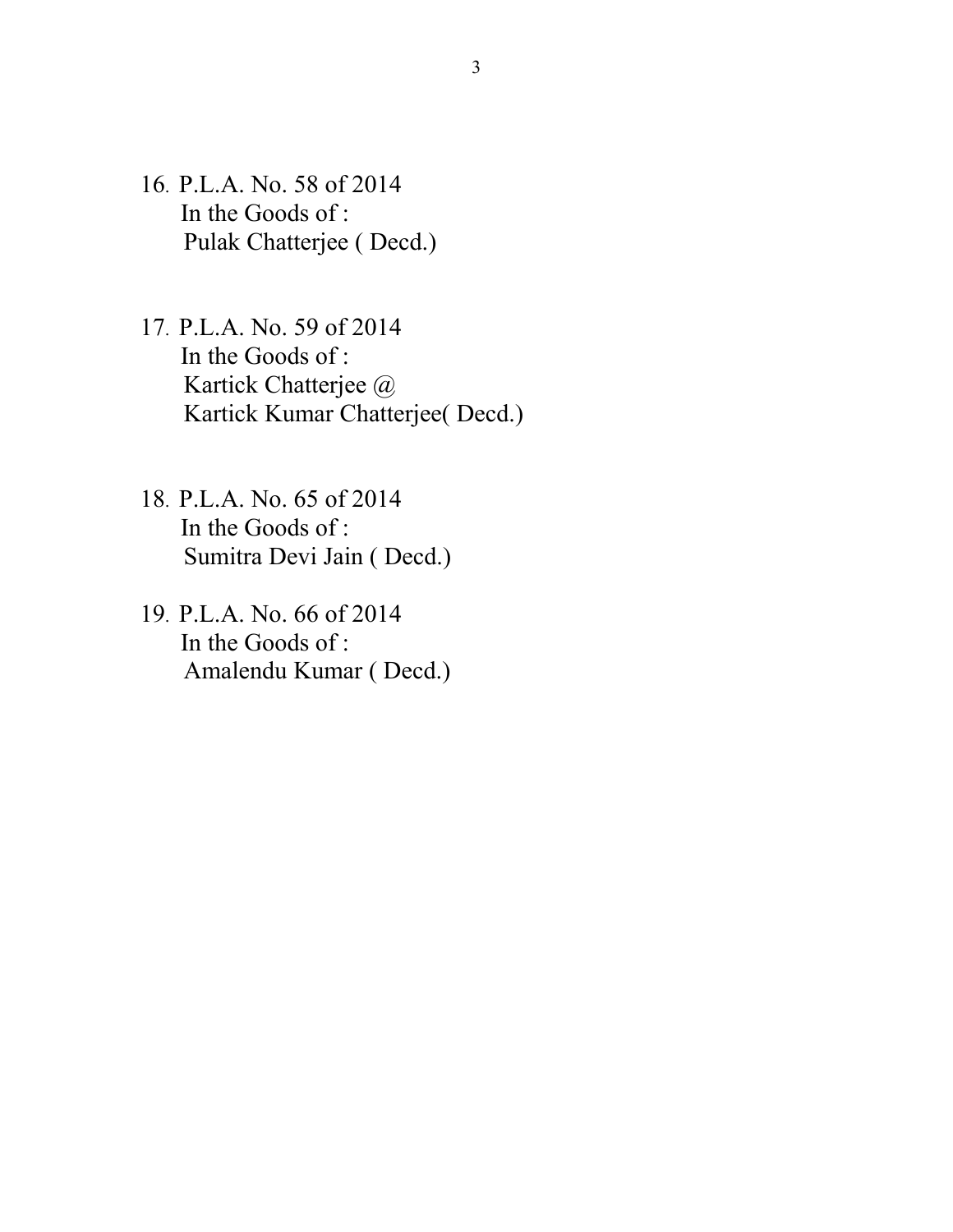16. P.L.A. No. 58 of 2014
    In the Goods of :
    Pulak Chatterjee ( Decd.)

17. P.L.A. No. 59 of 2014
    In the Goods of :
    Kartick Chatterjee @
    Kartick Kumar Chatterjee( Decd.)

18. P.L.A. No. 65 of 2014
    In the Goods of :
    Sumitra Devi Jain ( Decd.)

19. P.L.A. No. 66 of 2014
    In the Goods of :
    Amalendu Kumar ( Decd.)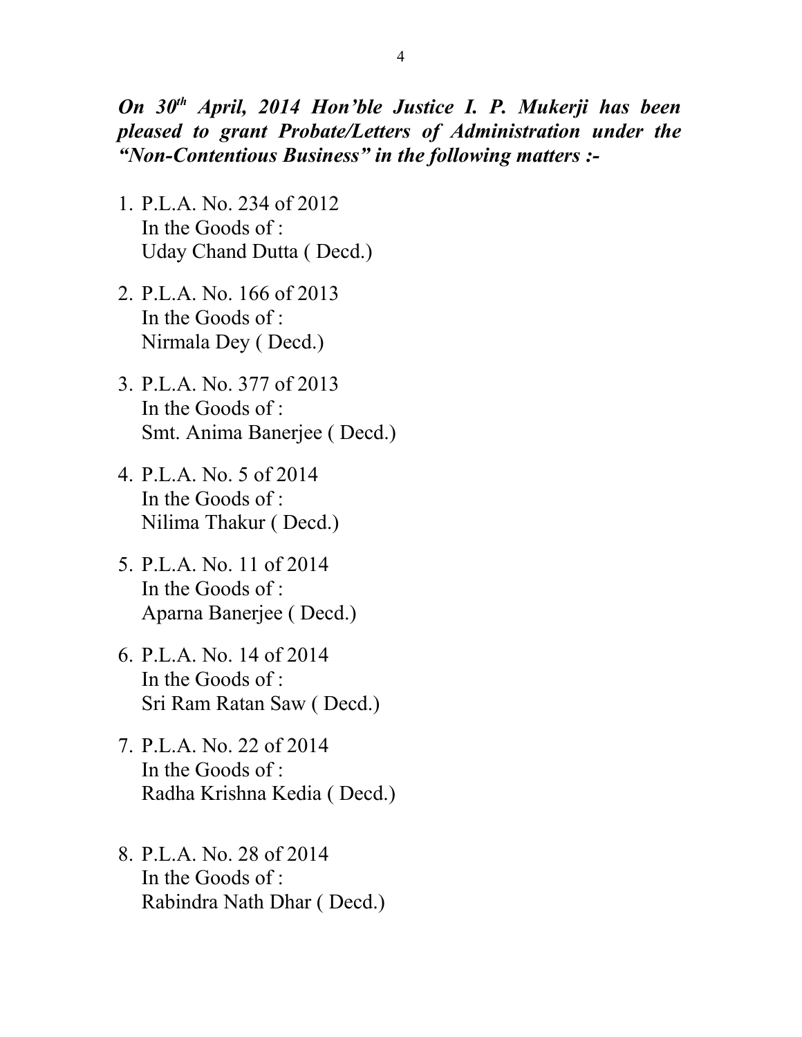***On 30th April, 2014 Hon'ble Justice I. P. Mukerji has been pleased to grant Probate/Letters of Administration under the "Non-Contentious Business" in the following matters :-***

1. P.L.A. No. 234 of 2012
   In the Goods of :
   Uday Chand Dutta ( Decd.)

2. P.L.A. No. 166 of 2013
   In the Goods of :
   Nirmala Dey ( Decd.)

3. P.L.A. No. 377 of 2013
   In the Goods of :
   Smt. Anima Banerjee ( Decd.)

4. P.L.A. No. 5 of 2014
   In the Goods of :
   Nilima Thakur ( Decd.)

5. P.L.A. No. 11 of 2014
   In the Goods of :
   Aparna Banerjee ( Decd.)

6. P.L.A. No. 14 of 2014
   In the Goods of :
   Sri Ram Ratan Saw ( Decd.)

7. P.L.A. No. 22 of 2014
   In the Goods of :
   Radha Krishna Kedia ( Decd.)

8. P.L.A. No. 28 of 2014
   In the Goods of :
   Rabindra Nath Dhar ( Decd.)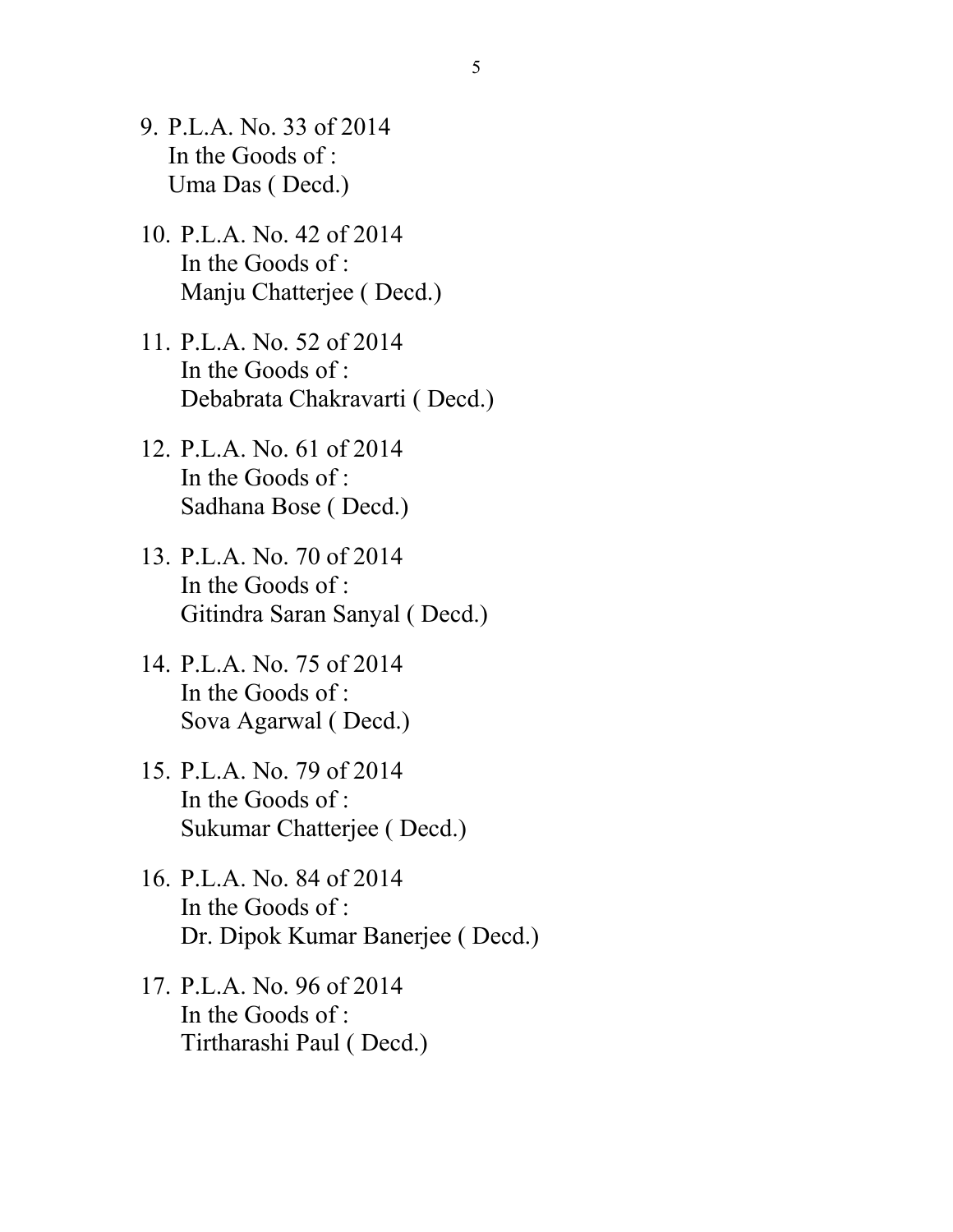9. P.L.A. No. 33 of 2014
   In the Goods of :
   Uma Das ( Decd.)

10. P.L.A. No. 42 of 2014
    In the Goods of :
    Manju Chatterjee ( Decd.)

11. P.L.A. No. 52 of 2014
    In the Goods of :
    Debabrata Chakravarti ( Decd.)

12. P.L.A. No. 61 of 2014
    In the Goods of :
    Sadhana Bose ( Decd.)

13. P.L.A. No. 70 of 2014
    In the Goods of :
    Gitindra Saran Sanyal ( Decd.)

14. P.L.A. No. 75 of 2014
    In the Goods of :
    Sova Agarwal ( Decd.)

15. P.L.A. No. 79 of 2014
    In the Goods of :
    Sukumar Chatterjee ( Decd.)

16. P.L.A. No. 84 of 2014
    In the Goods of :
    Dr. Dipok Kumar Banerjee ( Decd.)

17. P.L.A. No. 96 of 2014
    In the Goods of :
    Tirtharashi Paul ( Decd.)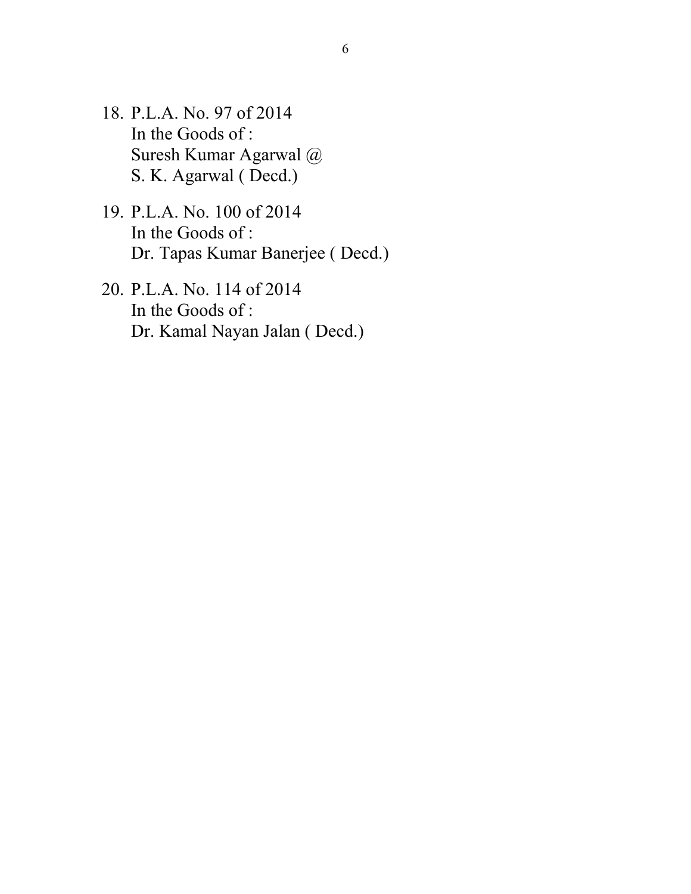18. P.L.A. No. 97 of 2014
    In the Goods of :
    Suresh Kumar Agarwal @
    S. K. Agarwal ( Decd.)

19. P.L.A. No. 100 of 2014
    In the Goods of :
    Dr. Tapas Kumar Banerjee ( Decd.)

20. P.L.A. No. 114 of 2014
    In the Goods of :
    Dr. Kamal Nayan Jalan ( Decd.)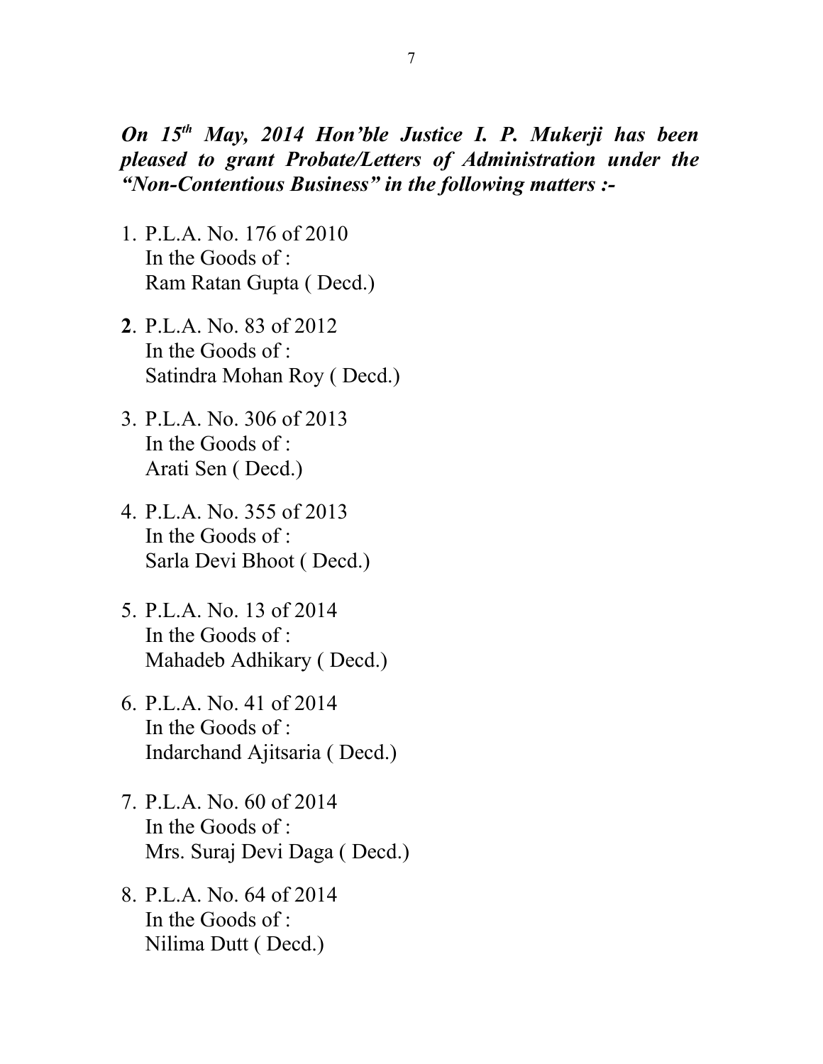***On 15th May, 2014 Hon'ble Justice I. P. Mukerji has been pleased to grant Probate/Letters of Administration under the "Non-Contentious Business" in the following matters :-***

1. P.L.A. No. 176 of 2010
   In the Goods of :
   Ram Ratan Gupta ( Decd.)

2. P.L.A. No. 83 of 2012
   In the Goods of :
   Satindra Mohan Roy ( Decd.)

3. P.L.A. No. 306 of 2013
   In the Goods of :
   Arati Sen ( Decd.)

4. P.L.A. No. 355 of 2013
   In the Goods of :
   Sarla Devi Bhoot ( Decd.)

5. P.L.A. No. 13 of 2014
   In the Goods of :
   Mahadeb Adhikary ( Decd.)

6. P.L.A. No. 41 of 2014
   In the Goods of :
   Indarchand Ajitsaria ( Decd.)

7. P.L.A. No. 60 of 2014
   In the Goods of :
   Mrs. Suraj Devi Daga ( Decd.)

8. P.L.A. No. 64 of 2014
   In the Goods of :
   Nilima Dutt ( Decd.)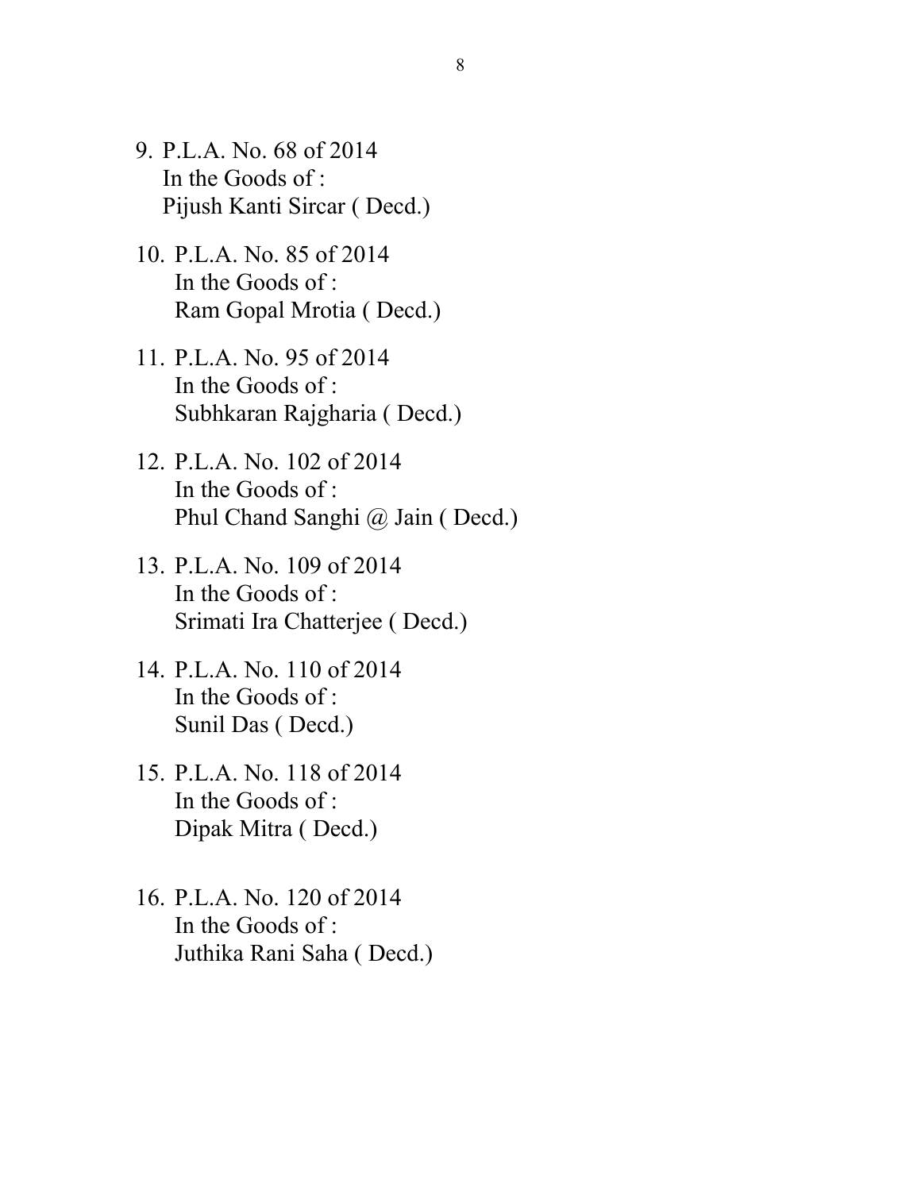9. P.L.A. No. 68 of 2014
   In the Goods of :
   Pijush Kanti Sircar ( Decd.)

10. P.L.A. No. 85 of 2014
    In the Goods of :
    Ram Gopal Mrotia ( Decd.)

11. P.L.A. No. 95 of 2014
    In the Goods of :
    Subhkaran Rajgharia ( Decd.)

12. P.L.A. No. 102 of 2014
    In the Goods of :
    Phul Chand Sanghi @ Jain ( Decd.)

13. P.L.A. No. 109 of 2014
    In the Goods of :
    Srimati Ira Chatterjee ( Decd.)

14. P.L.A. No. 110 of 2014
    In the Goods of :
    Sunil Das ( Decd.)

15. P.L.A. No. 118 of 2014
    In the Goods of :
    Dipak Mitra ( Decd.)

16. P.L.A. No. 120 of 2014
    In the Goods of :
    Juthika Rani Saha ( Decd.)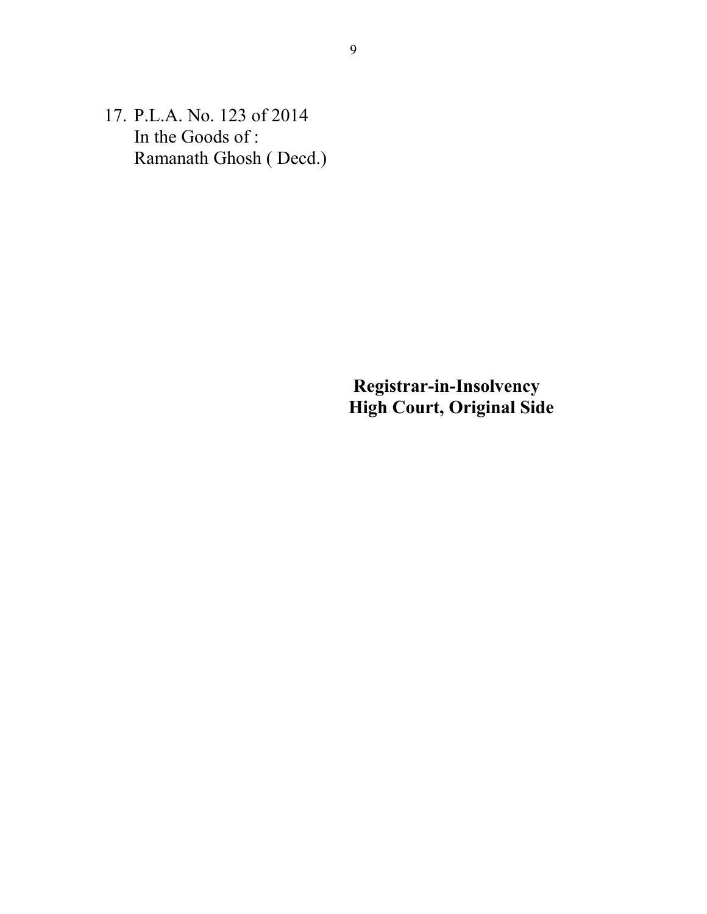17. P.L.A. No. 123 of 2014
    In the Goods of :
    Ramanath Ghosh ( Decd.)

**Registrar-in-Insolvency**
**High Court, Original Side**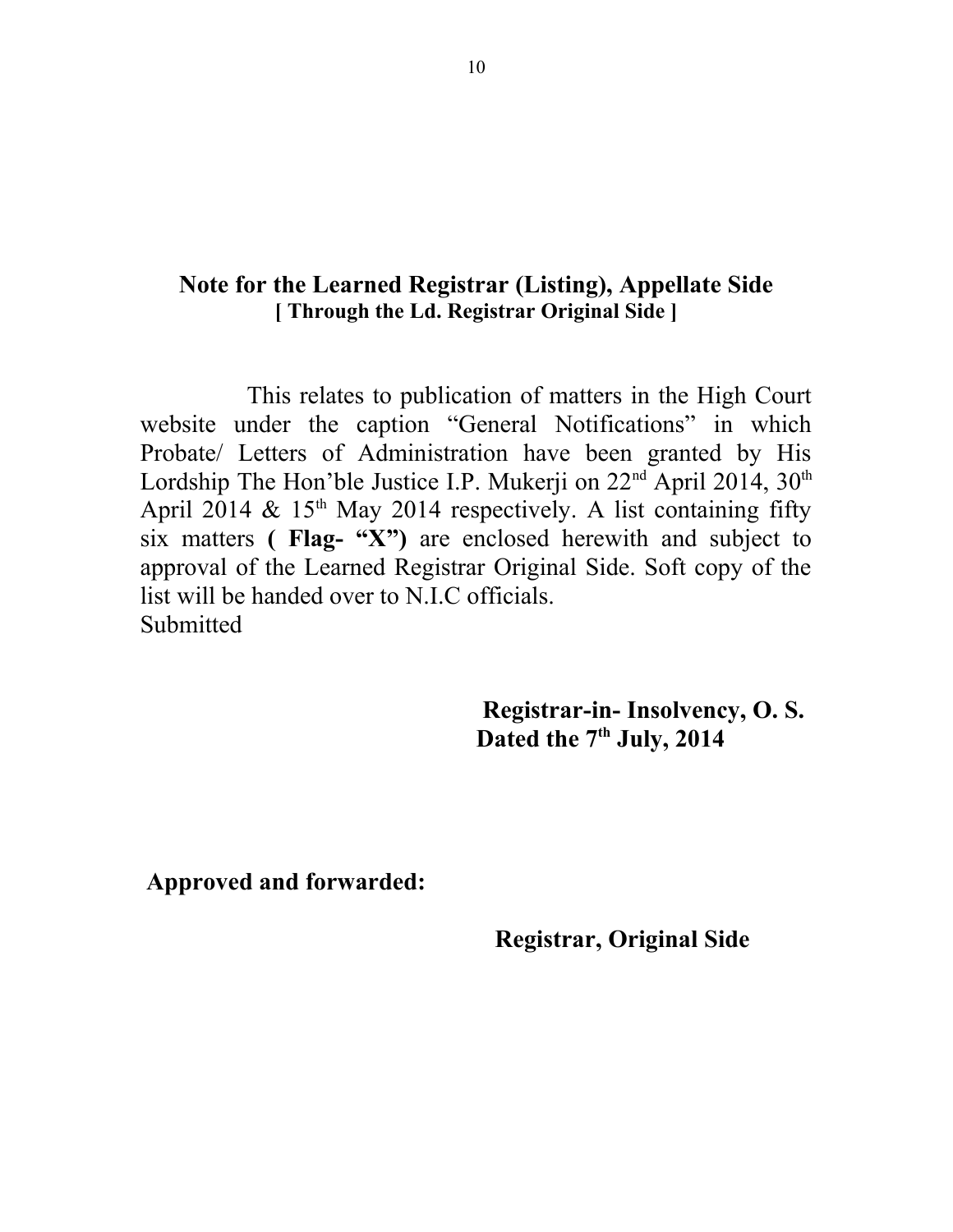**Note for the Learned Registrar (Listing), Appellate Side**
**[ Through the Ld. Registrar Original Side ]**

This relates to publication of matters in the High Court website under the caption "General Notifications" in which Probate/ Letters of Administration have been granted by His Lordship The Hon'ble Justice I.P. Mukerji on 22nd April 2014, 30th April 2014 & 15th May 2014 respectively. A list containing fifty six matters **( Flag- "X")** are enclosed herewith and subject to approval of the Learned Registrar Original Side. Soft copy of the list will be handed over to N.I.C officials.
Submitted

**Registrar-in- Insolvency, O. S.**
**Dated the 7th July, 2014**

**Approved and forwarded:**

**Registrar, Original Side**